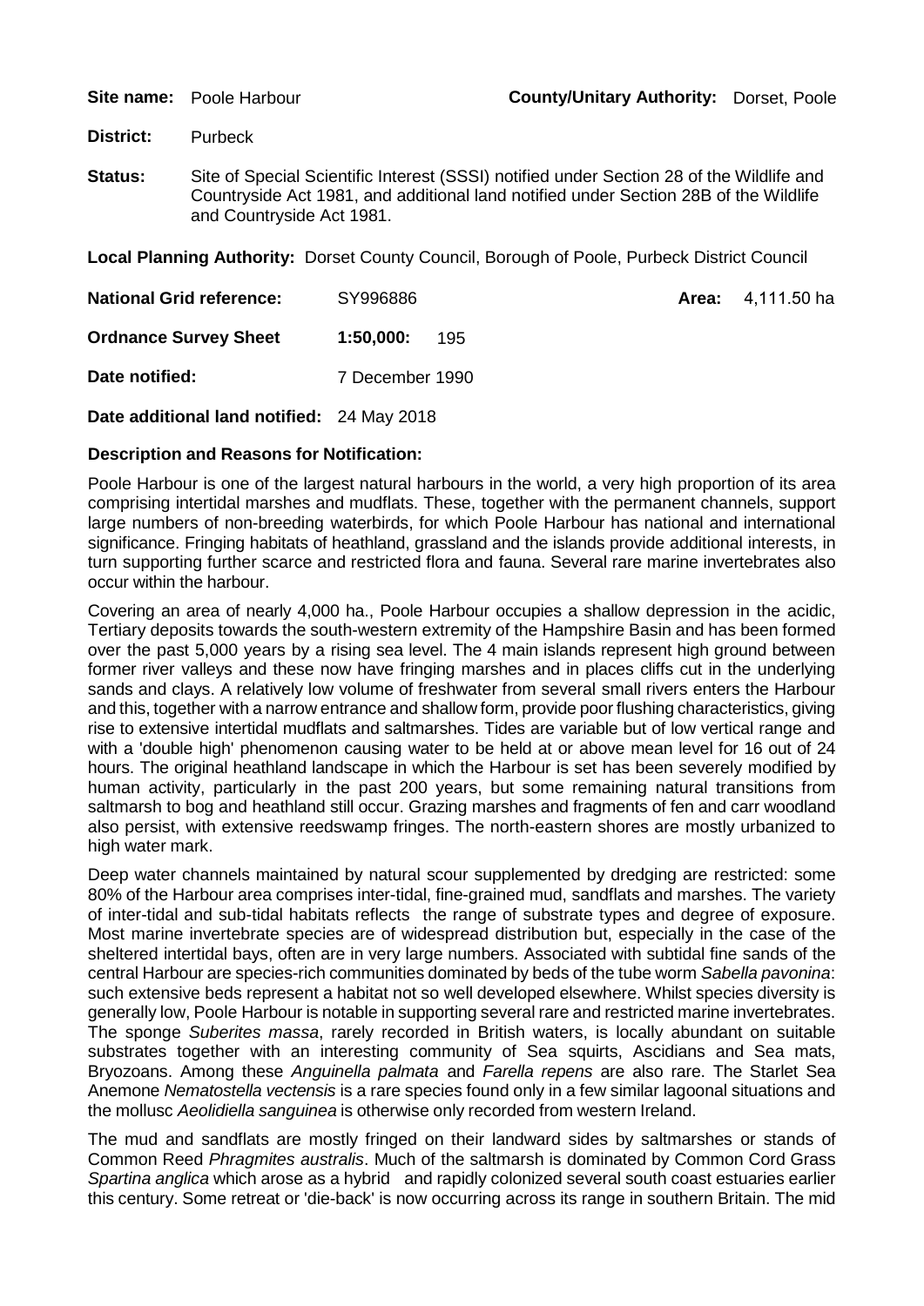**Site name:** Poole Harbour **County/Unitary Authority:** Dorset, Poole

**District:** Purbeck

**Status:** Site of Special Scientific Interest (SSSI) notified under Section 28 of the Wildlife and Countryside Act 1981, and additional land notified under Section 28B of the Wildlife and Countryside Act 1981.

**Local Planning Authority:** Dorset County Council, Borough of Poole, Purbeck District Council

**National Grid reference:** SY996886 **Area:** 4,111.50 ha

**Ordnance Survey Sheet 1:50,000:** 195

**Date notified:** 7 December 1990

**Date additional land notified:** 24 May 2018

**Description and Reasons for Notification:**

Poole Harbour is one of the largest natural harbours in the world, a very high proportion of its area comprising intertidal marshes and mudflats. These, together with the permanent channels, support large numbers of non-breeding waterbirds, for which Poole Harbour has national and international significance. Fringing habitats of heathland, grassland and the islands provide additional interests, in turn supporting further scarce and restricted flora and fauna. Several rare marine invertebrates also occur within the harbour.

Covering an area of nearly 4,000 ha., Poole Harbour occupies a shallow depression in the acidic, Tertiary deposits towards the south-western extremity of the Hampshire Basin and has been formed over the past 5,000 years by a rising sea level. The 4 main islands represent high ground between former river valleys and these now have fringing marshes and in places cliffs cut in the underlying sands and clays. A relatively low volume of freshwater from several small rivers enters the Harbour and this, together with a narrow entrance and shallow form, provide poor flushing characteristics, giving rise to extensive intertidal mudflats and saltmarshes. Tides are variable but of low vertical range and with a 'double high' phenomenon causing water to be held at or above mean level for 16 out of 24 hours. The original heathland landscape in which the Harbour is set has been severely modified by human activity, particularly in the past 200 years, but some remaining natural transitions from saltmarsh to bog and heathland still occur. Grazing marshes and fragments of fen and carr woodland also persist, with extensive reedswamp fringes. The north-eastern shores are mostly urbanized to high water mark.

Deep water channels maintained by natural scour supplemented by dredging are restricted: some 80% of the Harbour area comprises inter-tidal, fine-grained mud, sandflats and marshes. The variety of inter-tidal and sub-tidal habitats reflects the range of substrate types and degree of exposure. Most marine invertebrate species are of widespread distribution but, especially in the case of the sheltered intertidal bays, often are in very large numbers. Associated with subtidal fine sands of the central Harbour are species-rich communities dominated by beds of the tube worm *Sabella pavonina*: such extensive beds represent a habitat not so well developed elsewhere. Whilst species diversity is generally low, Poole Harbour is notable in supporting several rare and restricted marine invertebrates. The sponge *Suberites massa*, rarely recorded in British waters, is locally abundant on suitable substrates together with an interesting community of Sea squirts, Ascidians and Sea mats, Bryozoans. Among these *Anguinella palmata* and *Farella repens* are also rare. The Starlet Sea Anemone *Nematostella vectensis* is a rare species found only in a few similar lagoonal situations and the mollusc *Aeolidiella sanguinea* is otherwise only recorded from western Ireland.

The mud and sandflats are mostly fringed on their landward sides by saltmarshes or stands of Common Reed *Phragmites australis*. Much of the saltmarsh is dominated by Common Cord Grass *Spartina anglica* which arose as a hybrid and rapidly colonized several south coast estuaries earlier this century. Some retreat or 'die-back' is now occurring across its range in southern Britain. The mid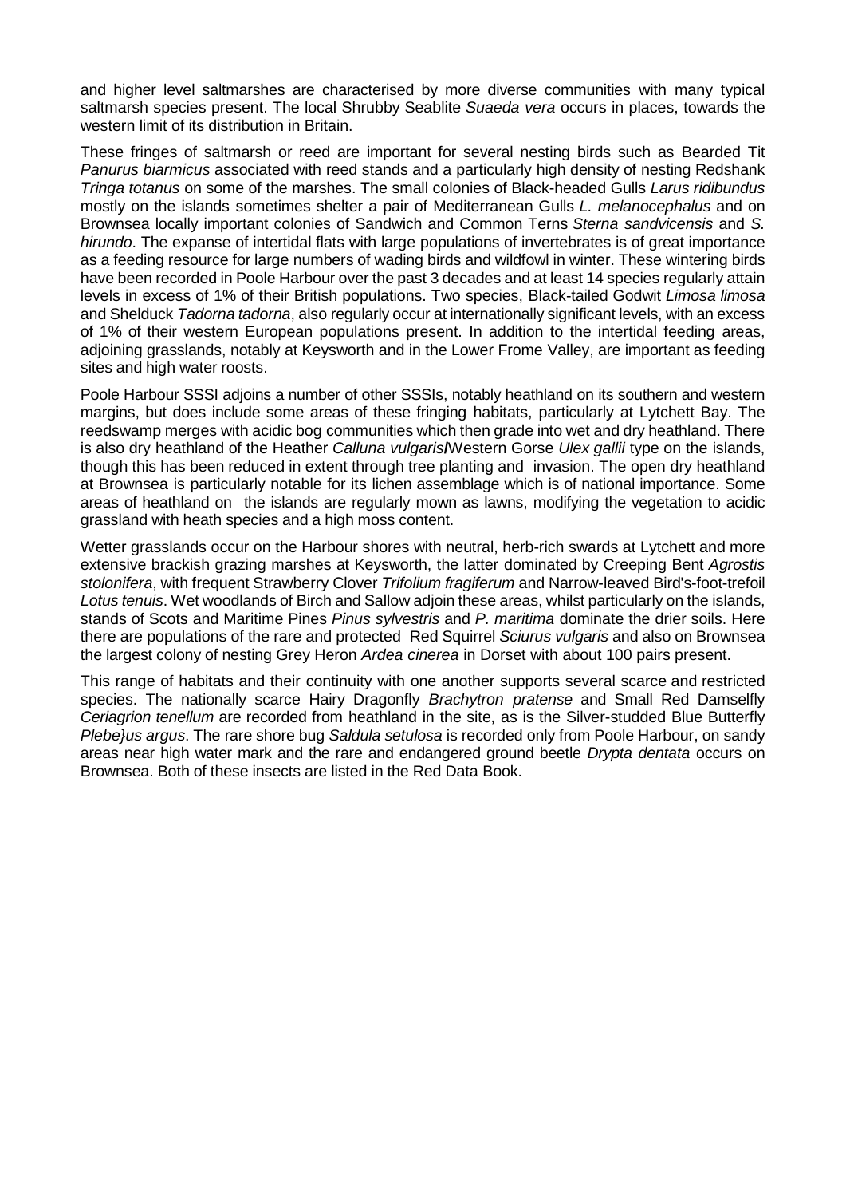and higher level saltmarshes are characterised by more diverse communities with many typical saltmarsh species present. The local Shrubby Seablite *Suaeda vera* occurs in places, towards the western limit of its distribution in Britain.

These fringes of saltmarsh or reed are important for several nesting birds such as Bearded Tit *Panurus biarmicus* associated with reed stands and a particularly high density of nesting Redshank *Tringa totanus* on some of the marshes. The small colonies of Black-headed Gulls *Larus ridibundus* mostly on the islands sometimes shelter a pair of Mediterranean Gulls *L. melanocephalus* and on Brownsea locally important colonies of Sandwich and Common Terns *Sterna sandvicensis* and *S. hirundo*. The expanse of intertidal flats with large populations of invertebrates is of great importance as a feeding resource for large numbers of wading birds and wildfowl in winter. These wintering birds have been recorded in Poole Harbour over the past 3 decades and at least 14 species regularly attain levels in excess of 1% of their British populations. Two species, Black-tailed Godwit *Limosa limosa* and Shelduck *Tadorna tadorna*, also regularly occur at internationally significant levels, with an excess of 1% of their western European populations present. In addition to the intertidal feeding areas, adjoining grasslands, notably at Keysworth and in the Lower Frome Valley, are important as feeding sites and high water roosts.

Poole Harbour SSSI adjoins a number of other SSSIs, notably heathland on its southern and western margins, but does include some areas of these fringing habitats, particularly at Lytchett Bay. The reedswamp merges with acidic bog communities which then grade into wet and dry heathland. There is also dry heathland of the Heather *Calluna vulgaris*/Western Gorse *Ulex gallii* type on the islands, though this has been reduced in extent through tree planting and invasion. The open dry heathland at Brownsea is particularly notable for its lichen assemblage which is of national importance. Some areas of heathland on the islands are regularly mown as lawns, modifying the vegetation to acidic grassland with heath species and a high moss content.

Wetter grasslands occur on the Harbour shores with neutral, herb-rich swards at Lytchett and more extensive brackish grazing marshes at Keysworth, the latter dominated by Creeping Bent *Agrostis stolonifera*, with frequent Strawberry Clover *Trifolium fragiferum* and Narrow-leaved Bird's-foot-trefoil *Lotus tenuis*. Wet woodlands of Birch and Sallow adjoin these areas, whilst particularly on the islands, stands of Scots and Maritime Pines *Pinus sylvestris* and *P. maritima* dominate the drier soils. Here there are populations of the rare and protected Red Squirrel *Sciurus vulgaris* and also on Brownsea the largest colony of nesting Grey Heron *Ardea cinerea* in Dorset with about 100 pairs present.

This range of habitats and their continuity with one another supports several scarce and restricted species. The nationally scarce Hairy Dragonfly *Brachytron pratense* and Small Red Damselfly *Ceriagrion tenellum* are recorded from heathland in the site, as is the Silver-studded Blue Butterfly *Plebe}us argus*. The rare shore bug *Saldula setulosa* is recorded only from Poole Harbour, on sandy areas near high water mark and the rare and endangered ground beetle *Drypta dentata* occurs on Brownsea. Both of these insects are listed in the Red Data Book.